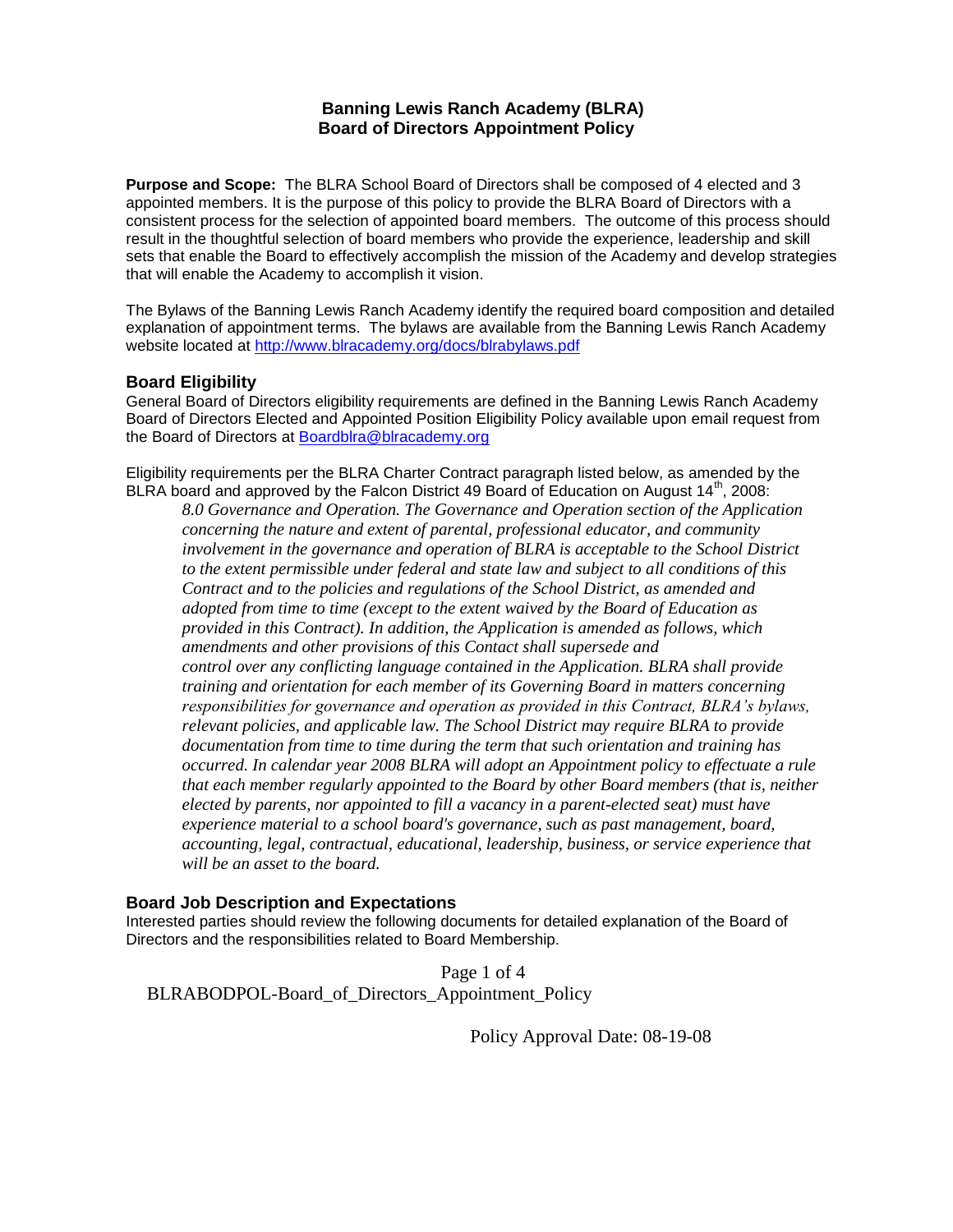**Banning Lewis Ranch Academy (BLRA)**
**Board of Directors Appointment Policy**

**Purpose and Scope:** The BLRA School Board of Directors shall be composed of 4 elected and 3 appointed members. It is the purpose of this policy to provide the BLRA Board of Directors with a consistent process for the selection of appointed board members. The outcome of this process should result in the thoughtful selection of board members who provide the experience, leadership and skill sets that enable the Board to effectively accomplish the mission of the Academy and develop strategies that will enable the Academy to accomplish it vision.

The Bylaws of the Banning Lewis Ranch Academy identify the required board composition and detailed explanation of appointment terms. The bylaws are available from the Banning Lewis Ranch Academy website located at http://www.blracademy.org/docs/blrabylaws.pdf

## Board Eligibility

General Board of Directors eligibility requirements are defined in the Banning Lewis Ranch Academy Board of Directors Elected and Appointed Position Eligibility Policy available upon email request from the Board of Directors at Boardblra@blracademy.org

Eligibility requirements per the BLRA Charter Contract paragraph listed below, as amended by the BLRA board and approved by the Falcon District 49 Board of Education on August 14th, 2008:

> *8.0 Governance and Operation. The Governance and Operation section of the Application concerning the nature and extent of parental, professional educator, and community involvement in the governance and operation of BLRA is acceptable to the School District to the extent permissible under federal and state law and subject to all conditions of this Contract and to the policies and regulations of the School District, as amended and adopted from time to time (except to the extent waived by the Board of Education as provided in this Contract). In addition, the Application is amended as follows, which amendments and other provisions of this Contact shall supersede and control over any conflicting language contained in the Application. BLRA shall provide training and orientation for each member of its Governing Board in matters concerning responsibilities for governance and operation as provided in this Contract, BLRA's bylaws, relevant policies, and applicable law. The School District may require BLRA to provide documentation from time to time during the term that such orientation and training has occurred. In calendar year 2008 BLRA will adopt an Appointment policy to effectuate a rule that each member regularly appointed to the Board by other Board members (that is, neither elected by parents, nor appointed to fill a vacancy in a parent-elected seat) must have experience material to a school board's governance, such as past management, board, accounting, legal, contractual, educational, leadership, business, or service experience that will be an asset to the board.*

## Board Job Description and Expectations

Interested parties should review the following documents for detailed explanation of the Board of Directors and the responsibilities related to Board Membership.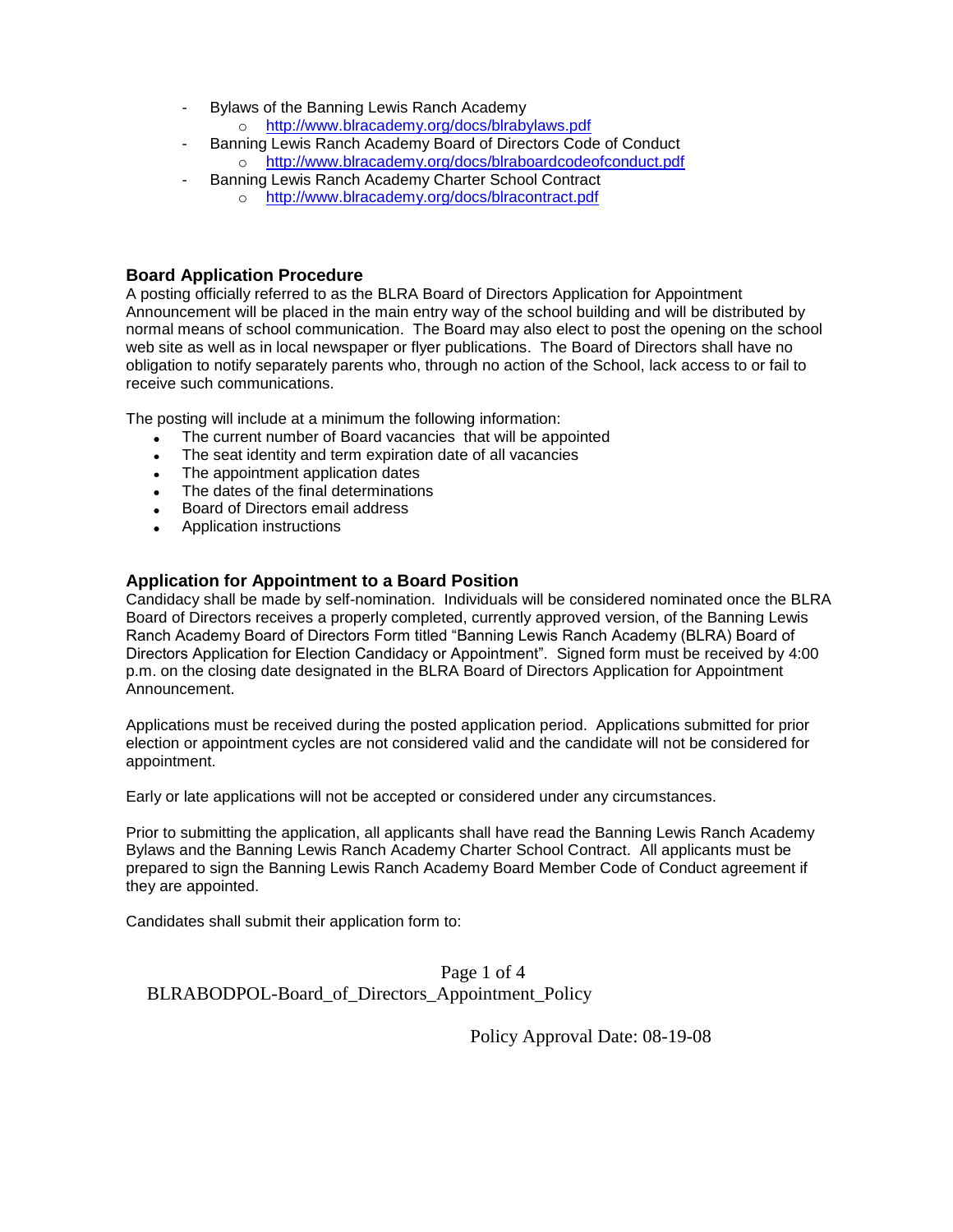- Bylaws of the Banning Lewis Ranch Academy
  - http://www.blracademy.org/docs/blrabylaws.pdf
- Banning Lewis Ranch Academy Board of Directors Code of Conduct
  - http://www.blracademy.org/docs/blraboardcodeofconduct.pdf
- Banning Lewis Ranch Academy Charter School Contract
  - http://www.blracademy.org/docs/blracontract.pdf

### Board Application Procedure

A posting officially referred to as the BLRA Board of Directors Application for Appointment Announcement will be placed in the main entry way of the school building and will be distributed by normal means of school communication. The Board may also elect to post the opening on the school web site as well as in local newspaper or flyer publications. The Board of Directors shall have no obligation to notify separately parents who, through no action of the School, lack access to or fail to receive such communications.

The posting will include at a minimum the following information:

- The current number of Board vacancies that will be appointed
- The seat identity and term expiration date of all vacancies
- The appointment application dates
- The dates of the final determinations
- Board of Directors email address
- Application instructions

### Application for Appointment to a Board Position

Candidacy shall be made by self-nomination. Individuals will be considered nominated once the BLRA Board of Directors receives a properly completed, currently approved version, of the Banning Lewis Ranch Academy Board of Directors Form titled "Banning Lewis Ranch Academy (BLRA) Board of Directors Application for Election Candidacy or Appointment". Signed form must be received by 4:00 p.m. on the closing date designated in the BLRA Board of Directors Application for Appointment Announcement.

Applications must be received during the posted application period. Applications submitted for prior election or appointment cycles are not considered valid and the candidate will not be considered for appointment.

Early or late applications will not be accepted or considered under any circumstances.

Prior to submitting the application, all applicants shall have read the Banning Lewis Ranch Academy Bylaws and the Banning Lewis Ranch Academy Charter School Contract. All applicants must be prepared to sign the Banning Lewis Ranch Academy Board Member Code of Conduct agreement if they are appointed.

Candidates shall submit their application form to: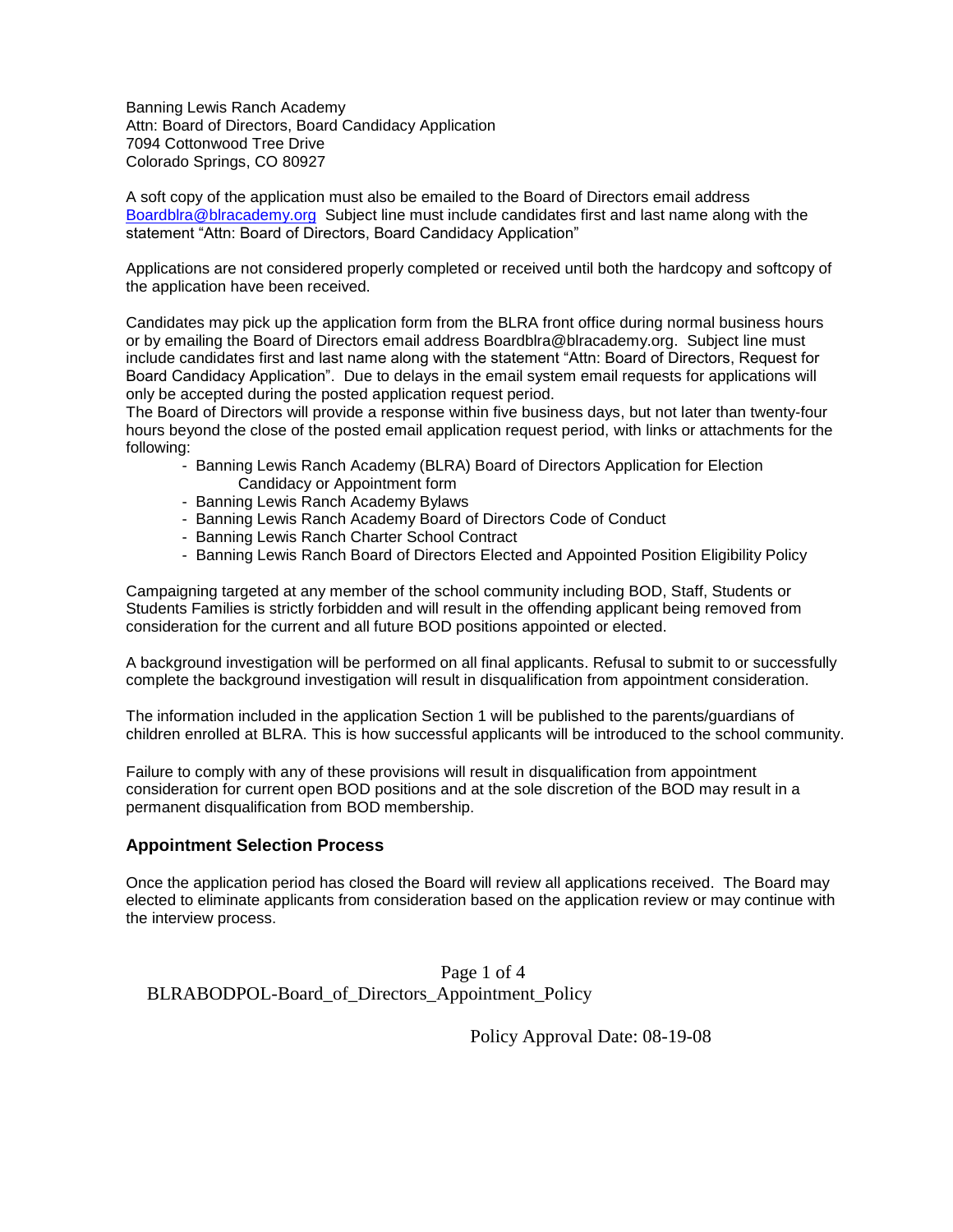Banning Lewis Ranch Academy
Attn: Board of Directors, Board Candidacy Application
7094 Cottonwood Tree Drive
Colorado Springs, CO 80927

A soft copy of the application must also be emailed to the Board of Directors email address Boardblra@blracademy.org Subject line must include candidates first and last name along with the statement "Attn: Board of Directors, Board Candidacy Application"

Applications are not considered properly completed or received until both the hardcopy and softcopy of the application have been received.

Candidates may pick up the application form from the BLRA front office during normal business hours or by emailing the Board of Directors email address Boardblra@blracademy.org. Subject line must include candidates first and last name along with the statement "Attn: Board of Directors, Request for Board Candidacy Application". Due to delays in the email system email requests for applications will only be accepted during the posted application request period.
The Board of Directors will provide a response within five business days, but not later than twenty-four hours beyond the close of the posted email application request period, with links or attachments for the following:

- Banning Lewis Ranch Academy (BLRA) Board of Directors Application for Election Candidacy or Appointment form
- Banning Lewis Ranch Academy Bylaws
- Banning Lewis Ranch Academy Board of Directors Code of Conduct
- Banning Lewis Ranch Charter School Contract
- Banning Lewis Ranch Board of Directors Elected and Appointed Position Eligibility Policy

Campaigning targeted at any member of the school community including BOD, Staff, Students or Students Families is strictly forbidden and will result in the offending applicant being removed from consideration for the current and all future BOD positions appointed or elected.

A background investigation will be performed on all final applicants. Refusal to submit to or successfully complete the background investigation will result in disqualification from appointment consideration.

The information included in the application Section 1 will be published to the parents/guardians of children enrolled at BLRA. This is how successful applicants will be introduced to the school community.

Failure to comply with any of these provisions will result in disqualification from appointment consideration for current open BOD positions and at the sole discretion of the BOD may result in a permanent disqualification from BOD membership.

### Appointment Selection Process

Once the application period has closed the Board will review all applications received. The Board may elected to eliminate applicants from consideration based on the application review or may continue with the interview process.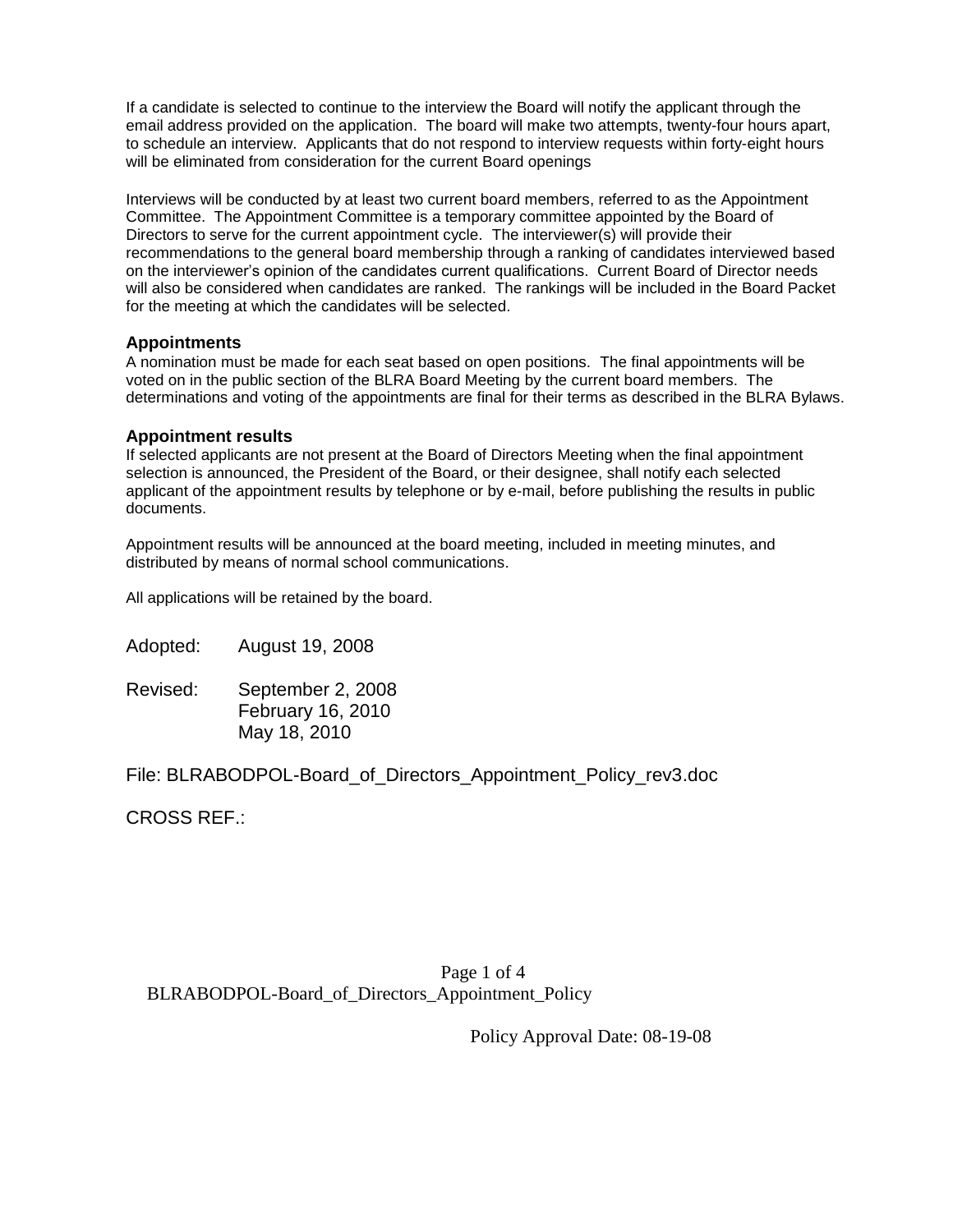If a candidate is selected to continue to the interview the Board will notify the applicant through the email address provided on the application. The board will make two attempts, twenty-four hours apart, to schedule an interview. Applicants that do not respond to interview requests within forty-eight hours will be eliminated from consideration for the current Board openings

Interviews will be conducted by at least two current board members, referred to as the Appointment Committee. The Appointment Committee is a temporary committee appointed by the Board of Directors to serve for the current appointment cycle. The interviewer(s) will provide their recommendations to the general board membership through a ranking of candidates interviewed based on the interviewer's opinion of the candidates current qualifications. Current Board of Director needs will also be considered when candidates are ranked. The rankings will be included in the Board Packet for the meeting at which the candidates will be selected.

### Appointments

A nomination must be made for each seat based on open positions. The final appointments will be voted on in the public section of the BLRA Board Meeting by the current board members. The determinations and voting of the appointments are final for their terms as described in the BLRA Bylaws.

### Appointment results

If selected applicants are not present at the Board of Directors Meeting when the final appointment selection is announced, the President of the Board, or their designee, shall notify each selected applicant of the appointment results by telephone or by e-mail, before publishing the results in public documents.

Appointment results will be announced at the board meeting, included in meeting minutes, and distributed by means of normal school communications.

All applications will be retained by the board.

Adopted: August 19, 2008

Revised: September 2, 2008
February 16, 2010
May 18, 2010

File: BLRABODPOL-Board_of_Directors_Appointment_Policy_rev3.doc

CROSS REF.: